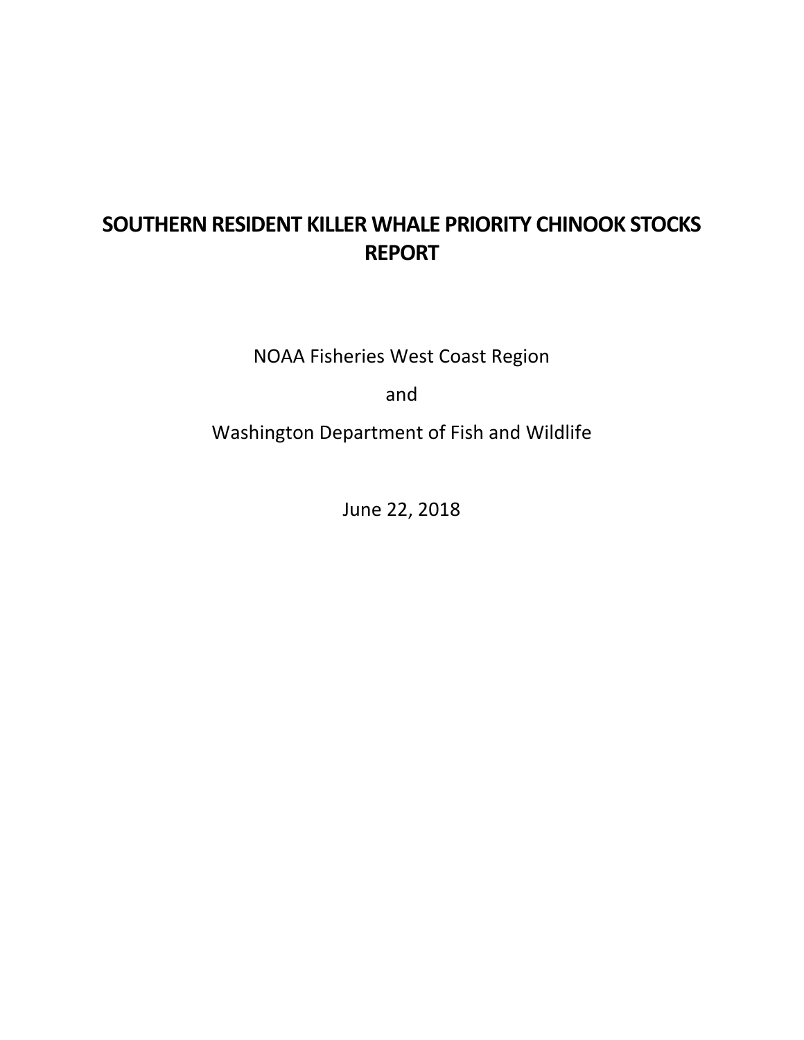# SOUTHERN RESIDENT KILLER WHALE PRIORITY CHINOOK STOCKS REPORT

NOAA Fisheries West Coast Region

and

Washington Department of Fish and Wildlife

June 22, 2018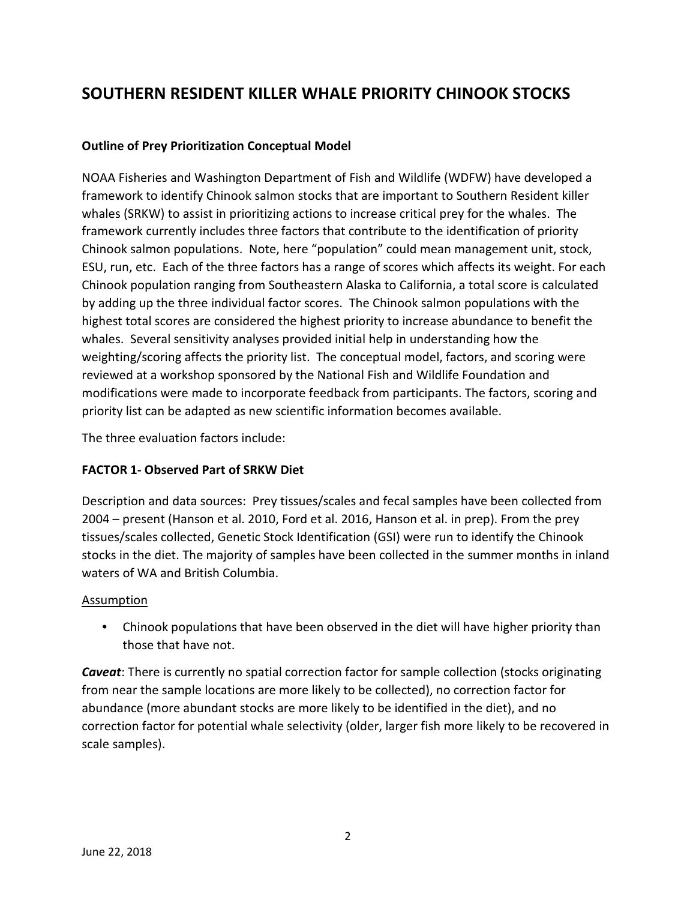# SOUTHERN RESIDENT KILLER WHALE PRIORITY CHINOOK STOCKS

### Outline of Prey Prioritization Conceptual Model

NOAA Fisheries and Washington Department of Fish and Wildlife (WDFW) have developed a framework to identify Chinook salmon stocks that are important to Southern Resident killer whales (SRKW) to assist in prioritizing actions to increase critical prey for the whales. The framework currently includes three factors that contribute to the identification of priority Chinook salmon populations. Note, here "population" could mean management unit, stock, ESU, run, etc. Each of the three factors has a range of scores which affects its weight. For each Chinook population ranging from Southeastern Alaska to California, a total score is calculated by adding up the three individual factor scores. The Chinook salmon populations with the highest total scores are considered the highest priority to increase abundance to benefit the whales. Several sensitivity analyses provided initial help in understanding how the weighting/scoring affects the priority list. The conceptual model, factors, and scoring were reviewed at a workshop sponsored by the National Fish and Wildlife Foundation and modifications were made to incorporate feedback from participants. The factors, scoring and priority list can be adapted as new scientific information becomes available.

The three evaluation factors include:

### FACTOR 1- Observed Part of SRKW Diet

Description and data sources: Prey tissues/scales and fecal samples have been collected from 2004 – present (Hanson et al. 2010, Ford et al. 2016, Hanson et al. in prep). From the prey tissues/scales collected, Genetic Stock Identification (GSI) were run to identify the Chinook stocks in the diet. The majority of samples have been collected in the summer months in inland waters of WA and British Columbia.

<u>Assumption</u>

- Chinook populations that have been observed in the diet will have higher priority than those that have not.

***Caveat***: There is currently no spatial correction factor for sample collection (stocks originating from near the sample locations are more likely to be collected), no correction factor for abundance (more abundant stocks are more likely to be identified in the diet), and no correction factor for potential whale selectivity (older, larger fish more likely to be recovered in scale samples).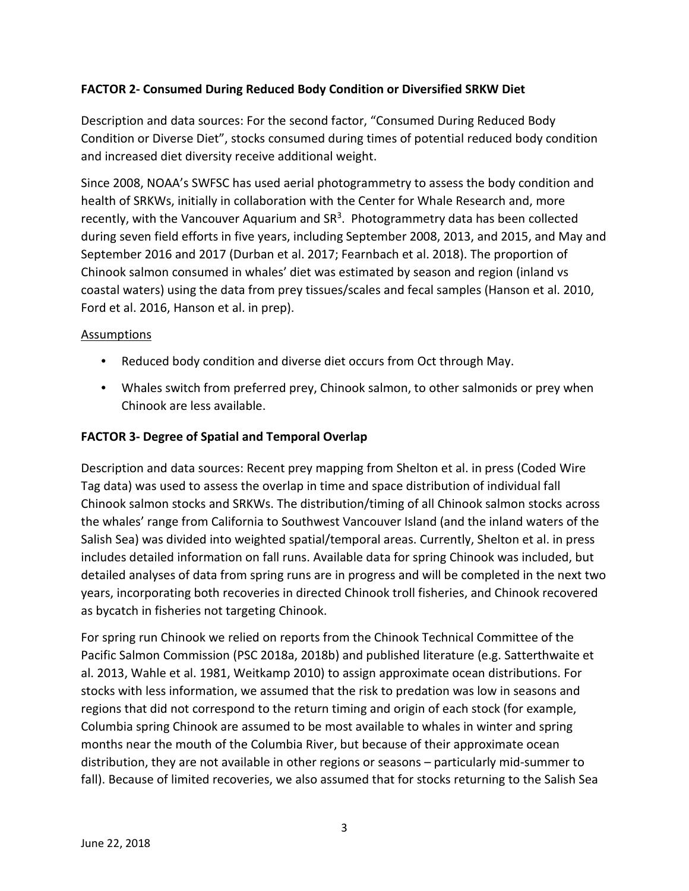**FACTOR 2- Consumed During Reduced Body Condition or Diversified SRKW Diet**

Description and data sources: For the second factor, "Consumed During Reduced Body Condition or Diverse Diet", stocks consumed during times of potential reduced body condition and increased diet diversity receive additional weight.

Since 2008, NOAA's SWFSC has used aerial photogrammetry to assess the body condition and health of SRKWs, initially in collaboration with the Center for Whale Research and, more recently, with the Vancouver Aquarium and SR[3]. Photogrammetry data has been collected during seven field efforts in five years, including September 2008, 2013, and 2015, and May and September 2016 and 2017 (Durban et al. 2017; Fearnbach et al. 2018). The proportion of Chinook salmon consumed in whales' diet was estimated by season and region (inland vs coastal waters) using the data from prey tissues/scales and fecal samples (Hanson et al. 2010, Ford et al. 2016, Hanson et al. in prep).

Assumptions

- Reduced body condition and diverse diet occurs from Oct through May.
- Whales switch from preferred prey, Chinook salmon, to other salmonids or prey when Chinook are less available.

**FACTOR 3- Degree of Spatial and Temporal Overlap**

Description and data sources: Recent prey mapping from Shelton et al. in press (Coded Wire Tag data) was used to assess the overlap in time and space distribution of individual fall Chinook salmon stocks and SRKWs. The distribution/timing of all Chinook salmon stocks across the whales' range from California to Southwest Vancouver Island (and the inland waters of the Salish Sea) was divided into weighted spatial/temporal areas. Currently, Shelton et al. in press includes detailed information on fall runs. Available data for spring Chinook was included, but detailed analyses of data from spring runs are in progress and will be completed in the next two years, incorporating both recoveries in directed Chinook troll fisheries, and Chinook recovered as bycatch in fisheries not targeting Chinook.

For spring run Chinook we relied on reports from the Chinook Technical Committee of the Pacific Salmon Commission (PSC 2018a, 2018b) and published literature (e.g. Satterthwaite et al. 2013, Wahle et al. 1981, Weitkamp 2010) to assign approximate ocean distributions. For stocks with less information, we assumed that the risk to predation was low in seasons and regions that did not correspond to the return timing and origin of each stock (for example, Columbia spring Chinook are assumed to be most available to whales in winter and spring months near the mouth of the Columbia River, but because of their approximate ocean distribution, they are not available in other regions or seasons – particularly mid-summer to fall). Because of limited recoveries, we also assumed that for stocks returning to the Salish Sea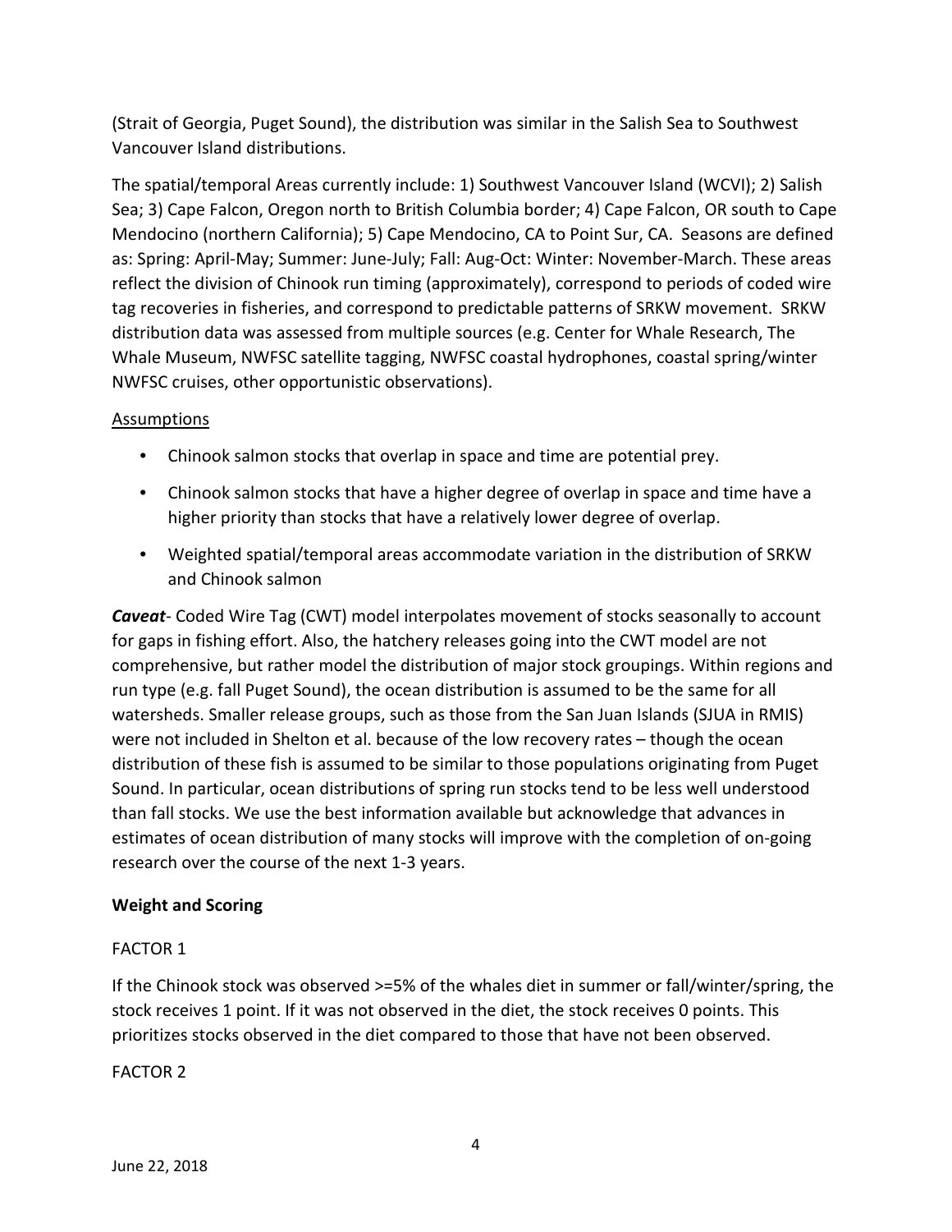(Strait of Georgia, Puget Sound), the distribution was similar in the Salish Sea to Southwest Vancouver Island distributions.

The spatial/temporal Areas currently include: 1) Southwest Vancouver Island (WCVI); 2) Salish Sea; 3) Cape Falcon, Oregon north to British Columbia border; 4) Cape Falcon, OR south to Cape Mendocino (northern California); 5) Cape Mendocino, CA to Point Sur, CA. Seasons are defined as: Spring: April-May; Summer: June-July; Fall: Aug-Oct: Winter: November-March. These areas reflect the division of Chinook run timing (approximately), correspond to periods of coded wire tag recoveries in fisheries, and correspond to predictable patterns of SRKW movement. SRKW distribution data was assessed from multiple sources (e.g. Center for Whale Research, The Whale Museum, NWFSC satellite tagging, NWFSC coastal hydrophones, coastal spring/winter NWFSC cruises, other opportunistic observations).

<u>Assumptions</u>

- Chinook salmon stocks that overlap in space and time are potential prey.
- Chinook salmon stocks that have a higher degree of overlap in space and time have a higher priority than stocks that have a relatively lower degree of overlap.
- Weighted spatial/temporal areas accommodate variation in the distribution of SRKW and Chinook salmon

***Caveat***- Coded Wire Tag (CWT) model interpolates movement of stocks seasonally to account for gaps in fishing effort. Also, the hatchery releases going into the CWT model are not comprehensive, but rather model the distribution of major stock groupings. Within regions and run type (e.g. fall Puget Sound), the ocean distribution is assumed to be the same for all watersheds. Smaller release groups, such as those from the San Juan Islands (SJUA in RMIS) were not included in Shelton et al. because of the low recovery rates – though the ocean distribution of these fish is assumed to be similar to those populations originating from Puget Sound. In particular, ocean distributions of spring run stocks tend to be less well understood than fall stocks. We use the best information available but acknowledge that advances in estimates of ocean distribution of many stocks will improve with the completion of on-going research over the course of the next 1-3 years.

**Weight and Scoring**

FACTOR 1

If the Chinook stock was observed >=5% of the whales diet in summer or fall/winter/spring, the stock receives 1 point. If it was not observed in the diet, the stock receives 0 points. This prioritizes stocks observed in the diet compared to those that have not been observed.

FACTOR 2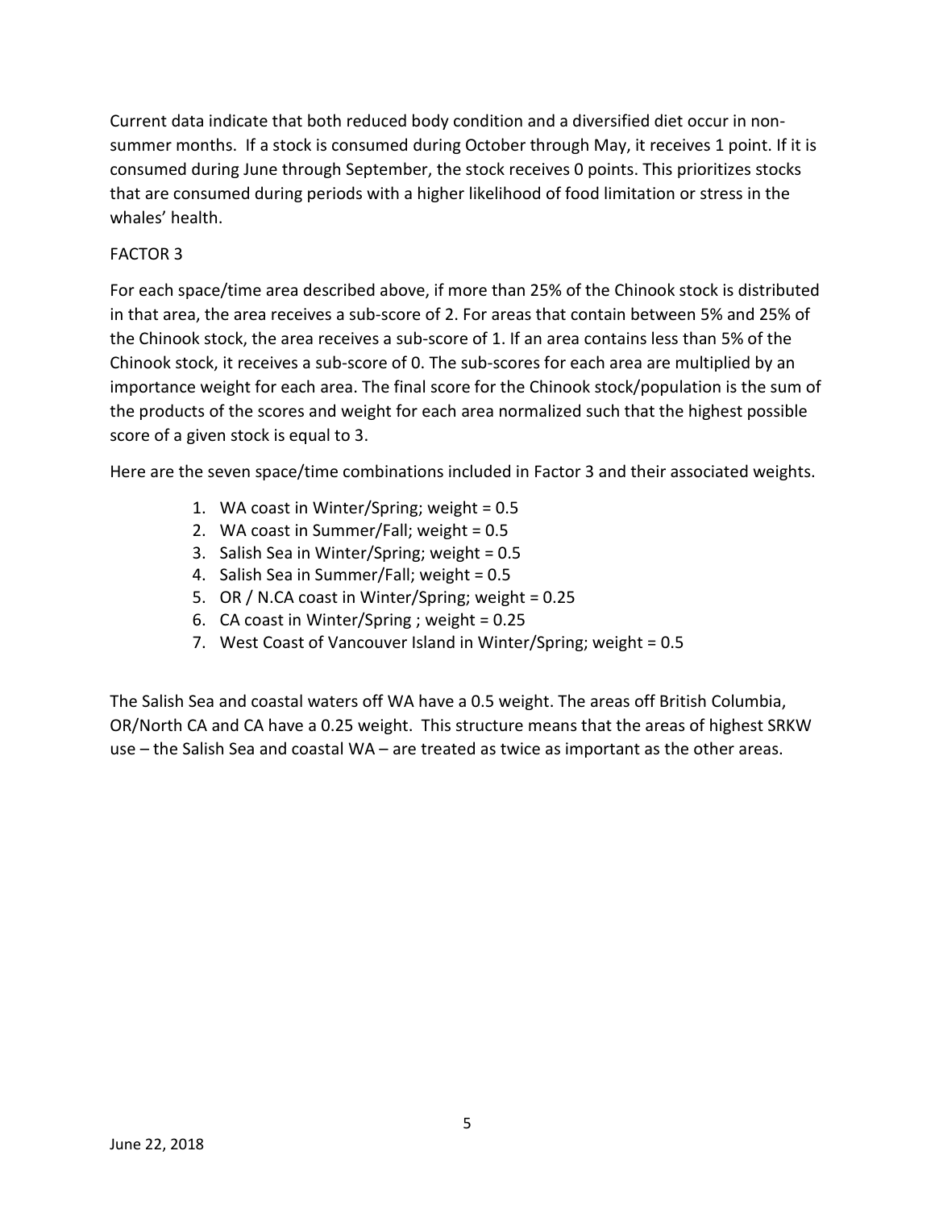Current data indicate that both reduced body condition and a diversified diet occur in non-summer months. If a stock is consumed during October through May, it receives 1 point. If it is consumed during June through September, the stock receives 0 points. This prioritizes stocks that are consumed during periods with a higher likelihood of food limitation or stress in the whales' health.

## FACTOR 3

For each space/time area described above, if more than 25% of the Chinook stock is distributed in that area, the area receives a sub-score of 2. For areas that contain between 5% and 25% of the Chinook stock, the area receives a sub-score of 1. If an area contains less than 5% of the Chinook stock, it receives a sub-score of 0. The sub-scores for each area are multiplied by an importance weight for each area. The final score for the Chinook stock/population is the sum of the products of the scores and weight for each area normalized such that the highest possible score of a given stock is equal to 3.

Here are the seven space/time combinations included in Factor 3 and their associated weights.

1. WA coast in Winter/Spring; weight = 0.5
2. WA coast in Summer/Fall; weight = 0.5
3. Salish Sea in Winter/Spring; weight = 0.5
4. Salish Sea in Summer/Fall; weight = 0.5
5. OR / N.CA coast in Winter/Spring; weight = 0.25
6. CA coast in Winter/Spring ; weight = 0.25
7. West Coast of Vancouver Island in Winter/Spring; weight = 0.5

The Salish Sea and coastal waters off WA have a 0.5 weight. The areas off British Columbia, OR/North CA and CA have a 0.25 weight. This structure means that the areas of highest SRKW use – the Salish Sea and coastal WA – are treated as twice as important as the other areas.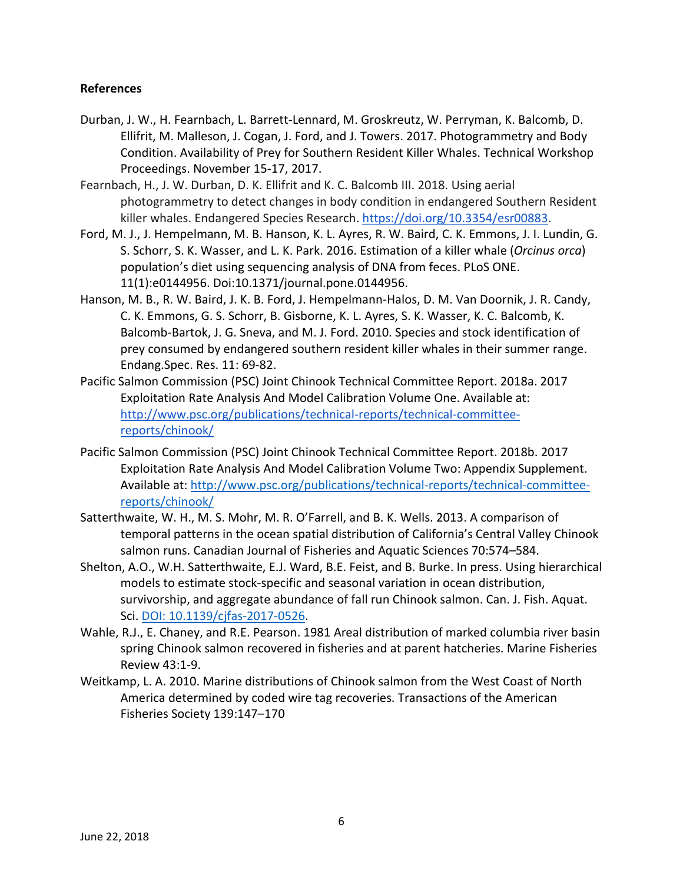**References**

Durban, J. W., H. Fearnbach, L. Barrett-Lennard, M. Groskreutz, W. Perryman, K. Balcomb, D. Ellifrit, M. Malleson, J. Cogan, J. Ford, and J. Towers. 2017. Photogrammetry and Body Condition. Availability of Prey for Southern Resident Killer Whales. Technical Workshop Proceedings. November 15-17, 2017.

Fearnbach, H., J. W. Durban, D. K. Ellifrit and K. C. Balcomb III. 2018. Using aerial photogrammetry to detect changes in body condition in endangered Southern Resident killer whales. Endangered Species Research. https://doi.org/10.3354/esr00883.

Ford, M. J., J. Hempelmann, M. B. Hanson, K. L. Ayres, R. W. Baird, C. K. Emmons, J. I. Lundin, G. S. Schorr, S. K. Wasser, and L. K. Park. 2016. Estimation of a killer whale (*Orcinus orca*) population's diet using sequencing analysis of DNA from feces. PLoS ONE. 11(1):e0144956. Doi:10.1371/journal.pone.0144956.

Hanson, M. B., R. W. Baird, J. K. B. Ford, J. Hempelmann-Halos, D. M. Van Doornik, J. R. Candy, C. K. Emmons, G. S. Schorr, B. Gisborne, K. L. Ayres, S. K. Wasser, K. C. Balcomb, K. Balcomb-Bartok, J. G. Sneva, and M. J. Ford. 2010. Species and stock identification of prey consumed by endangered southern resident killer whales in their summer range. Endang.Spec. Res. 11: 69-82.

Pacific Salmon Commission (PSC) Joint Chinook Technical Committee Report. 2018a. 2017 Exploitation Rate Analysis And Model Calibration Volume One. Available at: http://www.psc.org/publications/technical-reports/technical-committee-reports/chinook/

Pacific Salmon Commission (PSC) Joint Chinook Technical Committee Report. 2018b. 2017 Exploitation Rate Analysis And Model Calibration Volume Two: Appendix Supplement. Available at: http://www.psc.org/publications/technical-reports/technical-committee-reports/chinook/

Satterthwaite, W. H., M. S. Mohr, M. R. O'Farrell, and B. K. Wells. 2013. A comparison of temporal patterns in the ocean spatial distribution of California's Central Valley Chinook salmon runs. Canadian Journal of Fisheries and Aquatic Sciences 70:574–584.

Shelton, A.O., W.H. Satterthwaite, E.J. Ward, B.E. Feist, and B. Burke. In press. Using hierarchical models to estimate stock-specific and seasonal variation in ocean distribution, survivorship, and aggregate abundance of fall run Chinook salmon. Can. J. Fish. Aquat. Sci. DOI: 10.1139/cjfas-2017-0526.

Wahle, R.J., E. Chaney, and R.E. Pearson. 1981 Areal distribution of marked columbia river basin spring Chinook salmon recovered in fisheries and at parent hatcheries. Marine Fisheries Review 43:1-9.

Weitkamp, L. A. 2010. Marine distributions of Chinook salmon from the West Coast of North America determined by coded wire tag recoveries. Transactions of the American Fisheries Society 139:147–170

June 22, 2018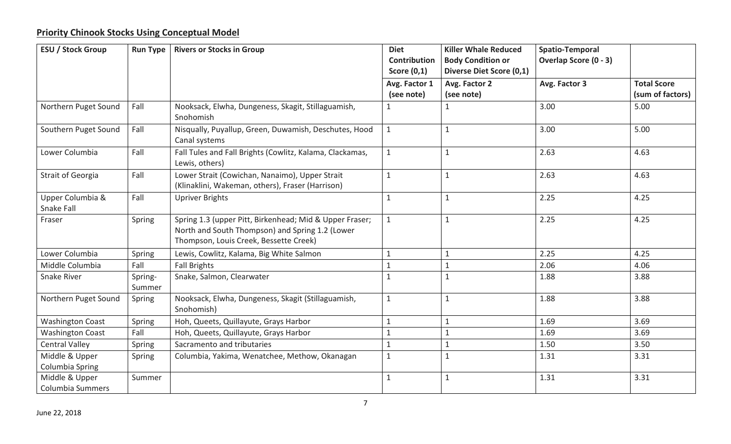## **Priority Chinook Stocks Using Conceptual Model**

| ESU / Stock Group | Run Type | Rivers or Stocks in Group | Diet Contribution Score (0,1) | Killer Whale Reduced Body Condition or Diverse Diet Score (0,1) | Spatio-Temporal Overlap Score (0 - 3) | |
|---|---|---|---|---|---|---|
| | | | Avg. Factor 1 (see note) | Avg. Factor 2 (see note) | Avg. Factor 3 | Total Score (sum of factors) |
| Northern Puget Sound | Fall | Nooksack, Elwha, Dungeness, Skagit, Stillaguamish, Snohomish | 1 | 1 | 3.00 | 5.00 |
| Southern Puget Sound | Fall | Nisqually, Puyallup, Green, Duwamish, Deschutes, Hood Canal systems | 1 | 1 | 3.00 | 5.00 |
| Lower Columbia | Fall | Fall Tules and Fall Brights (Cowlitz, Kalama, Clackamas, Lewis, others) | 1 | 1 | 2.63 | 4.63 |
| Strait of Georgia | Fall | Lower Strait (Cowichan, Nanaimo), Upper Strait (Klinaklini, Wakeman, others), Fraser (Harrison) | 1 | 1 | 2.63 | 4.63 |
| Upper Columbia & Snake Fall | Fall | Upriver Brights | 1 | 1 | 2.25 | 4.25 |
| Fraser | Spring | Spring 1.3 (upper Pitt, Birkenhead; Mid & Upper Fraser; North and South Thompson) and Spring 1.2 (Lower Thompson, Louis Creek, Bessette Creek) | 1 | 1 | 2.25 | 4.25 |
| Lower Columbia | Spring | Lewis, Cowlitz, Kalama, Big White Salmon | 1 | 1 | 2.25 | 4.25 |
| Middle Columbia | Fall | Fall Brights | 1 | 1 | 2.06 | 4.06 |
| Snake River | Spring-Summer | Snake, Salmon, Clearwater | 1 | 1 | 1.88 | 3.88 |
| Northern Puget Sound | Spring | Nooksack, Elwha, Dungeness, Skagit (Stillaguamish, Snohomish) | 1 | 1 | 1.88 | 3.88 |
| Washington Coast | Spring | Hoh, Queets, Quillayute, Grays Harbor | 1 | 1 | 1.69 | 3.69 |
| Washington Coast | Fall | Hoh, Queets, Quillayute, Grays Harbor | 1 | 1 | 1.69 | 3.69 |
| Central Valley | Spring | Sacramento and tributaries | 1 | 1 | 1.50 | 3.50 |
| Middle & Upper Columbia Spring | Spring | Columbia, Yakima, Wenatchee, Methow, Okanagan | 1 | 1 | 1.31 | 3.31 |
| Middle & Upper Columbia Summers | Summer | | 1 | 1 | 1.31 | 3.31 |

June 22, 2018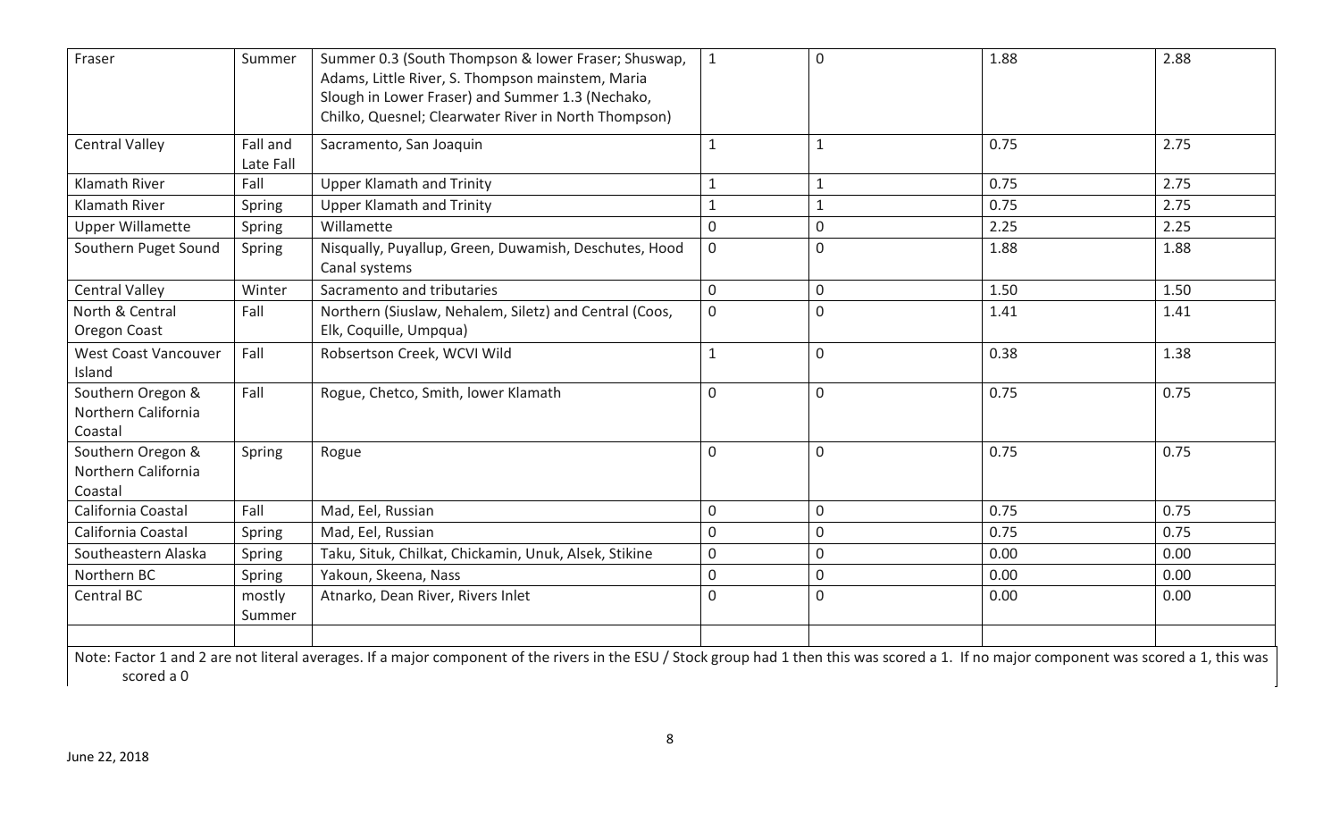| | | | | | | |
|---|---|---|---|---|---|---|
| Fraser | Summer | Summer 0.3 (South Thompson & lower Fraser; Shuswap, Adams, Little River, S. Thompson mainstem, Maria Slough in Lower Fraser) and Summer 1.3 (Nechako, Chilko, Quesnel; Clearwater River in North Thompson) | 1 | 0 | 1.88 | 2.88 |
| Central Valley | Fall and Late Fall | Sacramento, San Joaquin | 1 | 1 | 0.75 | 2.75 |
| Klamath River | Fall | Upper Klamath and Trinity | 1 | 1 | 0.75 | 2.75 |
| Klamath River | Spring | Upper Klamath and Trinity | 1 | 1 | 0.75 | 2.75 |
| Upper Willamette | Spring | Willamette | 0 | 0 | 2.25 | 2.25 |
| Southern Puget Sound | Spring | Nisqually, Puyallup, Green, Duwamish, Deschutes, Hood Canal systems | 0 | 0 | 1.88 | 1.88 |
| Central Valley | Winter | Sacramento and tributaries | 0 | 0 | 1.50 | 1.50 |
| North & Central Oregon Coast | Fall | Northern (Siuslaw, Nehalem, Siletz) and Central (Coos, Elk, Coquille, Umpqua) | 0 | 0 | 1.41 | 1.41 |
| West Coast Vancouver Island | Fall | Robsertson Creek, WCVI Wild | 1 | 0 | 0.38 | 1.38 |
| Southern Oregon & Northern California Coastal | Fall | Rogue, Chetco, Smith, lower Klamath | 0 | 0 | 0.75 | 0.75 |
| Southern Oregon & Northern California Coastal | Spring | Rogue | 0 | 0 | 0.75 | 0.75 |
| California Coastal | Fall | Mad, Eel, Russian | 0 | 0 | 0.75 | 0.75 |
| California Coastal | Spring | Mad, Eel, Russian | 0 | 0 | 0.75 | 0.75 |
| Southeastern Alaska | Spring | Taku, Situk, Chilkat, Chickamin, Unuk, Alsek, Stikine | 0 | 0 | 0.00 | 0.00 |
| Northern BC | Spring | Yakoun, Skeena, Nass | 0 | 0 | 0.00 | 0.00 |
| Central BC | mostly Summer | Atnarko, Dean River, Rivers Inlet | 0 | 0 | 0.00 | 0.00 |

Note: Factor 1 and 2 are not literal averages. If a major component of the rivers in the ESU / Stock group had 1 then this was scored a 1. If no major component was scored a 1, this was scored a 0

June 22, 2018